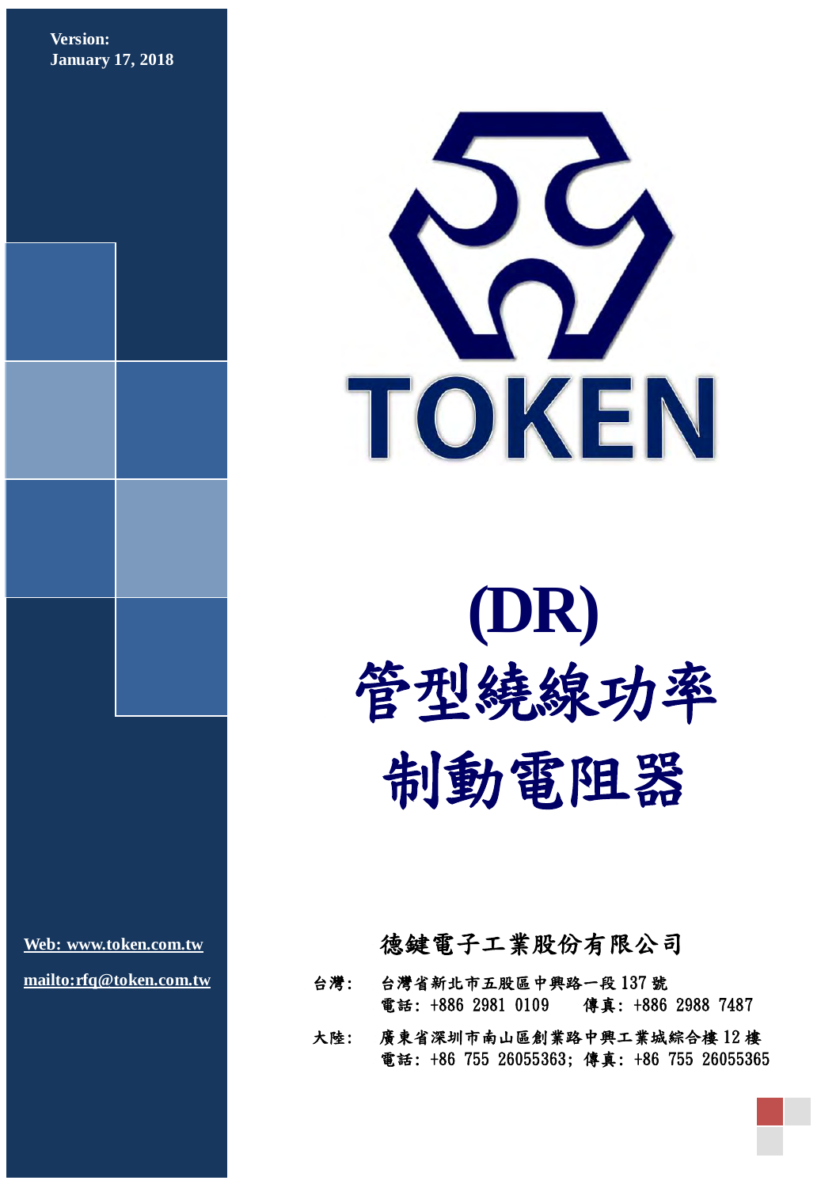**Version:**
**January 17, 2018**

TOKEN

# (DR)

# 管型繞線功率
# 制動電阻器

[Web: www.token.com.tw](http://www.token.com.tw)

[mailto:rfq@token.com.tw](mailto:rfq@token.com.tw)

## 德鍵電子工業股份有限公司

台灣: 台灣省新北市五股區中興路一段 137 號
電話: +886 2981 0109　　傳真: +886 2988 7487

大陸: 廣東省深圳市南山區創業路中興工業城綜合樓 12 樓
電話: +86 755 26055363; 傳真: +86 755 26055365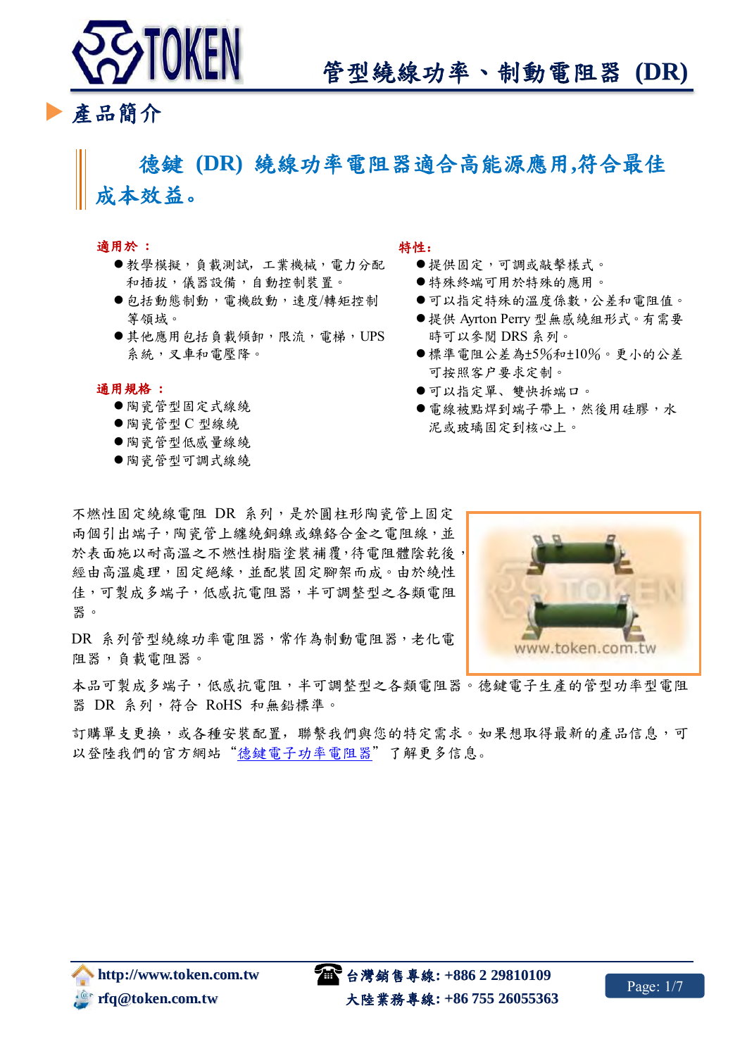# 管型繞線功率、制動電阻器 (DR)

## 產品簡介

### 德鍵 (DR) 繞線功率電阻器適合高能源應用,符合最佳成本效益。

**適用於 ：**

- 教學模擬，負載測試，工業機械，電力分配和插拔，儀器設備，自動控制裝置。
- 包括動態制動，電機啟動，速度/轉矩控制等領域。
- 其他應用包括負載傾卸，限流，電梯，UPS系統，叉車和電壓降。

**通用規格 ：**

- 陶瓷管型固定式線繞
- 陶瓷管型 C 型線繞
- 陶瓷管型低感量線繞
- 陶瓷管型可調式線繞

**特性:**

- 提供固定，可調或敲擊樣式。
- 特殊終端可用於特殊的應用 。
- 可以指定特殊的溫度係數，公差和電阻值。
- 提供 Ayrton Perry 型無感繞組形式。有需要時可以參閱 DRS 系列。
- 標準電阻公差為±5%和±10%。更小的公差可按照客户要求定制。
- 可以指定單、雙快拆端口。
- 電線被點焊到端子帶上，然後用硅膠，水泥或玻璃固定到核心上。

不燃性固定繞線電阻 DR 系列，是於圓柱形陶瓷管上固定兩個引出端子，陶瓷管上纏繞銅鎳或鎳鉻合金之電阻線，並於表面施以耐高溫之不燃性樹脂塗裝補覆，待電阻體陰乾後，經由高溫處理，固定絕緣，並配裝固定腳架而成。由於繞性佳，可製成多端子，低感抗電阻器，半可調整型之各類電阻器。

DR 系列管型繞線功率電阻器，常作為制動電阻器，老化電阻器，負載電阻器。

本品可製成多端子，低感抗電阻，半可調整型之各類電阻器。德鍵電子生產的管型功率型電阻器 DR 系列，符合 RoHS 和無鉛標準。

訂購單支更換，或各種安裝配置，聯繫我們與您的特定需求。如果想取得最新的產品信息，可以登陸我們的官方網站“德鍵電子功率電阻器” 了解更多信息。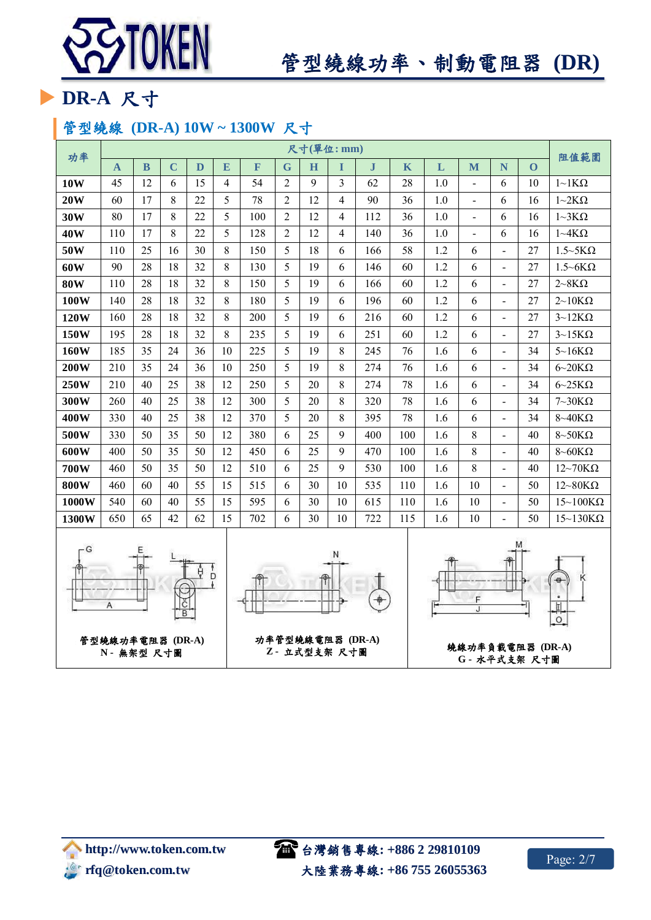# 管型繞線功率、制動電阻器 (DR)

## DR-A 尺寸

### 管型繞線 (DR-A) 10W ~ 1300W 尺寸

| 功率 | 尺寸(單位: mm) | | | | | | | | | | | | | | | 阻值範圍 |
|---|---|---|---|---|---|---|---|---|---|---|---|---|---|---|---|---|
| | A | B | C | D | E | F | G | H | I | J | K | L | M | N | O | |
| 10W | 45 | 12 | 6 | 15 | 4 | 54 | 2 | 9 | 3 | 62 | 28 | 1.0 | - | 6 | 10 | 1~1KΩ |
| 20W | 60 | 17 | 8 | 22 | 5 | 78 | 2 | 12 | 4 | 90 | 36 | 1.0 | - | 6 | 16 | 1~2KΩ |
| 30W | 80 | 17 | 8 | 22 | 5 | 100 | 2 | 12 | 4 | 112 | 36 | 1.0 | - | 6 | 16 | 1~3KΩ |
| 40W | 110 | 17 | 8 | 22 | 5 | 128 | 2 | 12 | 4 | 140 | 36 | 1.0 | - | 6 | 16 | 1~4KΩ |
| 50W | 110 | 25 | 16 | 30 | 8 | 150 | 5 | 18 | 6 | 166 | 58 | 1.2 | 6 | - | 27 | 1.5~5KΩ |
| 60W | 90 | 28 | 18 | 32 | 8 | 130 | 5 | 19 | 6 | 146 | 60 | 1.2 | 6 | - | 27 | 1.5~6KΩ |
| 80W | 110 | 28 | 18 | 32 | 8 | 150 | 5 | 19 | 6 | 166 | 60 | 1.2 | 6 | - | 27 | 2~8KΩ |
| 100W | 140 | 28 | 18 | 32 | 8 | 180 | 5 | 19 | 6 | 196 | 60 | 1.2 | 6 | - | 27 | 2~10KΩ |
| 120W | 160 | 28 | 18 | 32 | 8 | 200 | 5 | 19 | 6 | 216 | 60 | 1.2 | 6 | - | 27 | 3~12KΩ |
| 150W | 195 | 28 | 18 | 32 | 8 | 235 | 5 | 19 | 6 | 251 | 60 | 1.2 | 6 | - | 27 | 3~15KΩ |
| 160W | 185 | 35 | 24 | 36 | 10 | 225 | 5 | 19 | 8 | 245 | 76 | 1.6 | 6 | - | 34 | 5~16KΩ |
| 200W | 210 | 35 | 24 | 36 | 10 | 250 | 5 | 19 | 8 | 274 | 76 | 1.6 | 6 | - | 34 | 6~20KΩ |
| 250W | 210 | 40 | 25 | 38 | 12 | 250 | 5 | 20 | 8 | 274 | 78 | 1.6 | 6 | - | 34 | 6~25KΩ |
| 300W | 260 | 40 | 25 | 38 | 12 | 300 | 5 | 20 | 8 | 320 | 78 | 1.6 | 6 | - | 34 | 7~30KΩ |
| 400W | 330 | 40 | 25 | 38 | 12 | 370 | 5 | 20 | 8 | 395 | 78 | 1.6 | 6 | - | 34 | 8~40KΩ |
| 500W | 330 | 50 | 35 | 50 | 12 | 380 | 6 | 25 | 9 | 400 | 100 | 1.6 | 8 | - | 40 | 8~50KΩ |
| 600W | 400 | 50 | 35 | 50 | 12 | 450 | 6 | 25 | 9 | 470 | 100 | 1.6 | 8 | - | 40 | 8~60KΩ |
| 700W | 460 | 50 | 35 | 50 | 12 | 510 | 6 | 25 | 9 | 530 | 100 | 1.6 | 8 | - | 40 | 12~70KΩ |
| 800W | 460 | 60 | 40 | 55 | 15 | 515 | 6 | 30 | 10 | 535 | 110 | 1.6 | 10 | - | 50 | 12~80KΩ |
| 1000W | 540 | 60 | 40 | 55 | 15 | 595 | 6 | 30 | 10 | 615 | 110 | 1.6 | 10 | - | 50 | 15~100KΩ |
| 1300W | 650 | 65 | 42 | 62 | 15 | 702 | 6 | 30 | 10 | 722 | 115 | 1.6 | 10 | - | 50 | 15~130KΩ |

管型繞線功率電阻器 (DR-A)
N - 無架型 尺寸圖

功率管型繞線電阻器 (DR-A)
Z - 立式型支架 尺寸圖

繞線功率負載電阻器 (DR-A)
G - 水平式支架 尺寸圖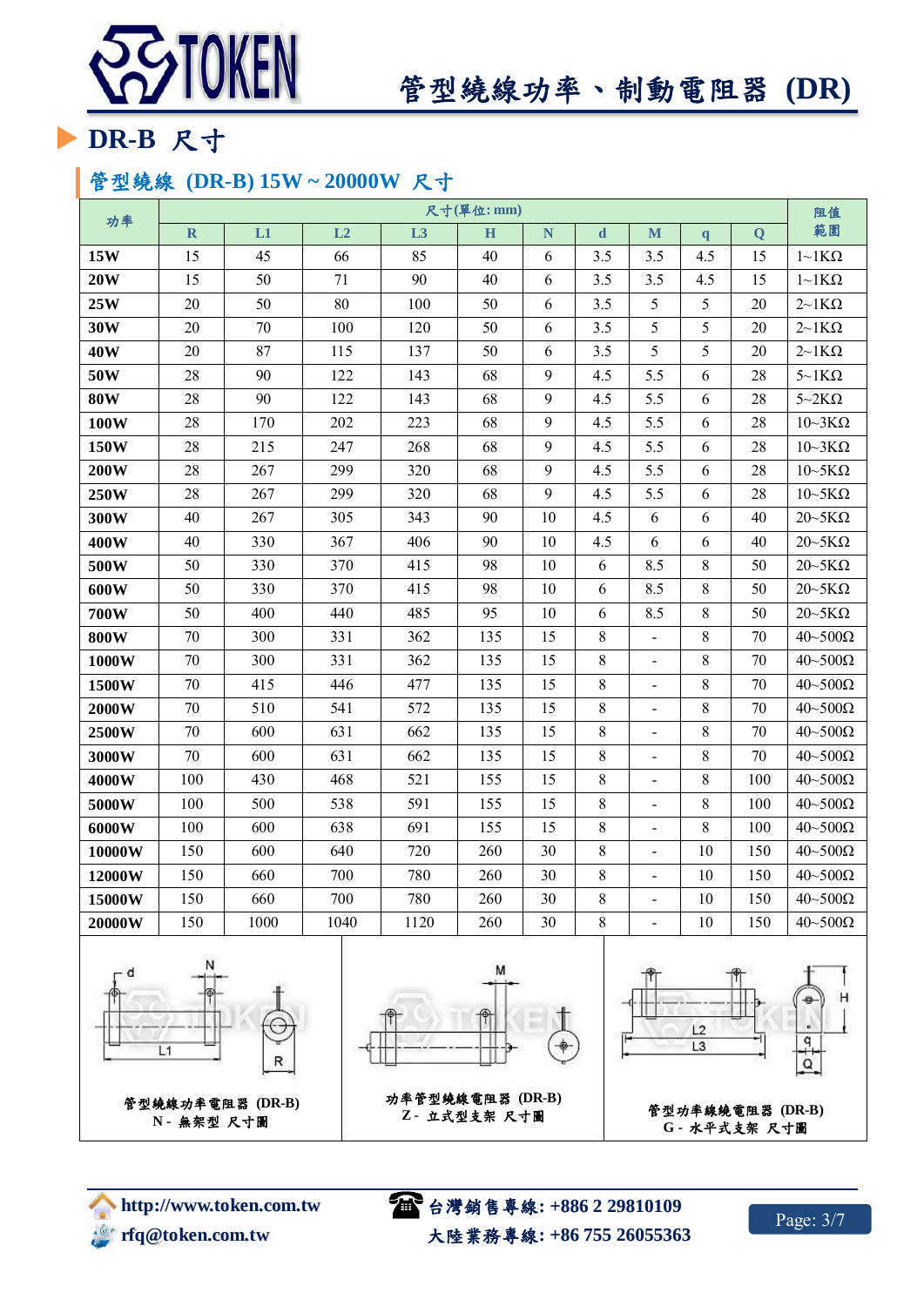## ▶ DR-B 尺寸

### 管型繞線 (DR-B) 15W ~ 20000W 尺寸

| 功率 | 尺寸(單位: mm) | | | | | | | | | | 阻值範圍 |
|---|---|---|---|---|---|---|---|---|---|---|---|
| | R | L1 | L2 | L3 | H | N | d | M | q | Q | |
| **15W** | 15 | 45 | 66 | 85 | 40 | 6 | 3.5 | 3.5 | 4.5 | 15 | 1~1KΩ |
| **20W** | 15 | 50 | 71 | 90 | 40 | 6 | 3.5 | 3.5 | 4.5 | 15 | 1~1KΩ |
| **25W** | 20 | 50 | 80 | 100 | 50 | 6 | 3.5 | 5 | 5 | 20 | 2~1KΩ |
| **30W** | 20 | 70 | 100 | 120 | 50 | 6 | 3.5 | 5 | 5 | 20 | 2~1KΩ |
| **40W** | 20 | 87 | 115 | 137 | 50 | 6 | 3.5 | 5 | 5 | 20 | 2~1KΩ |
| **50W** | 28 | 90 | 122 | 143 | 68 | 9 | 4.5 | 5.5 | 6 | 28 | 5~1KΩ |
| **80W** | 28 | 90 | 122 | 143 | 68 | 9 | 4.5 | 5.5 | 6 | 28 | 5~2KΩ |
| **100W** | 28 | 170 | 202 | 223 | 68 | 9 | 4.5 | 5.5 | 6 | 28 | 10~3KΩ |
| **150W** | 28 | 215 | 247 | 268 | 68 | 9 | 4.5 | 5.5 | 6 | 28 | 10~3KΩ |
| **200W** | 28 | 267 | 299 | 320 | 68 | 9 | 4.5 | 5.5 | 6 | 28 | 10~5KΩ |
| **250W** | 28 | 267 | 299 | 320 | 68 | 9 | 4.5 | 5.5 | 6 | 28 | 10~5KΩ |
| **300W** | 40 | 267 | 305 | 343 | 90 | 10 | 4.5 | 6 | 6 | 40 | 20~5KΩ |
| **400W** | 40 | 330 | 367 | 406 | 90 | 10 | 4.5 | 6 | 6 | 40 | 20~5KΩ |
| **500W** | 50 | 330 | 370 | 415 | 98 | 10 | 6 | 8.5 | 8 | 50 | 20~5KΩ |
| **600W** | 50 | 330 | 370 | 415 | 98 | 10 | 6 | 8.5 | 8 | 50 | 20~5KΩ |
| **700W** | 50 | 400 | 440 | 485 | 95 | 10 | 6 | 8.5 | 8 | 50 | 20~5KΩ |
| **800W** | 70 | 300 | 331 | 362 | 135 | 15 | 8 | - | 8 | 70 | 40~500Ω |
| **1000W** | 70 | 300 | 331 | 362 | 135 | 15 | 8 | - | 8 | 70 | 40~500Ω |
| **1500W** | 70 | 415 | 446 | 477 | 135 | 15 | 8 | - | 8 | 70 | 40~500Ω |
| **2000W** | 70 | 510 | 541 | 572 | 135 | 15 | 8 | - | 8 | 70 | 40~500Ω |
| **2500W** | 70 | 600 | 631 | 662 | 135 | 15 | 8 | - | 8 | 70 | 40~500Ω |
| **3000W** | 70 | 600 | 631 | 662 | 135 | 15 | 8 | - | 8 | 70 | 40~500Ω |
| **4000W** | 100 | 430 | 468 | 521 | 155 | 15 | 8 | - | 8 | 100 | 40~500Ω |
| **5000W** | 100 | 500 | 538 | 591 | 155 | 15 | 8 | - | 8 | 100 | 40~500Ω |
| **6000W** | 100 | 600 | 638 | 691 | 155 | 15 | 8 | - | 8 | 100 | 40~500Ω |
| **10000W** | 150 | 600 | 640 | 720 | 260 | 30 | 8 | - | 10 | 150 | 40~500Ω |
| **12000W** | 150 | 660 | 700 | 780 | 260 | 30 | 8 | - | 10 | 150 | 40~500Ω |
| **15000W** | 150 | 660 | 700 | 780 | 260 | 30 | 8 | - | 10 | 150 | 40~500Ω |
| **20000W** | 150 | 1000 | 1040 | 1120 | 260 | 30 | 8 | - | 10 | 150 | 40~500Ω |

管型繞線功率電阻器 (DR-B)
N - 無架型 尺寸圖

功率管型繞線電阻器 (DR-B)
Z - 立式型支架 尺寸圖

管型功率線繞電阻器 (DR-B)
G - 水平式支架 尺寸圖

http://www.token.com.tw
rfq@token.com.tw
台灣銷售專線: +886 2 29810109
大陸業務專線: +86 755 26055363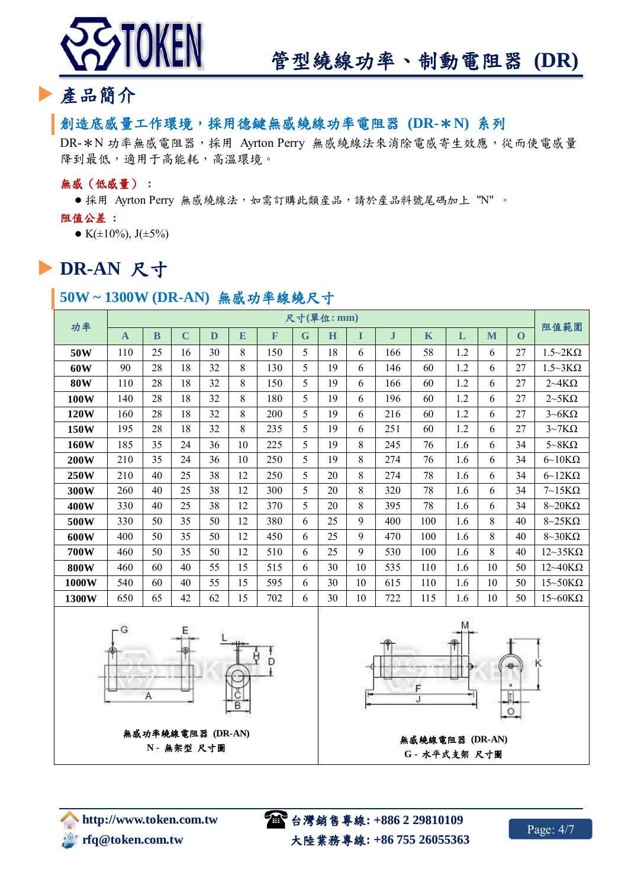# 管型繞線功率、制動電阻器 (DR)

## 產品簡介

### 創造底感量工作環境，採用德鍵無感繞線功率電阻器 (DR-＊N) 系列

DR-＊N 功率無感電阻器，採用 Ayrton Perry 無感繞線法來消除電感寄生效應，從而使電感量降到最低，適用于高能耗，高溫環境。

**無感（低感量）：**

- 採用 Ayrton Perry 無感繞線法，如需訂購此類產品，請於產品料號尾碼加上 "N" 。

**阻值公差：**

- K(±10%), J(±5%)

## DR-AN 尺寸

### 50W ~ 1300W (DR-AN) 無感功率線繞尺寸

| 功率 | 尺寸(單位: mm) | | | | | | | | | | | | | | 阻值範圍 |
|---|---|---|---|---|---|---|---|---|---|---|---|---|---|---|---|
| | A | B | C | D | E | F | G | H | I | J | K | L | M | O | |
| 50W | 110 | 25 | 16 | 30 | 8 | 150 | 5 | 18 | 6 | 166 | 58 | 1.2 | 6 | 27 | 1.5~2KΩ |
| 60W | 90 | 28 | 18 | 32 | 8 | 130 | 5 | 19 | 6 | 146 | 60 | 1.2 | 6 | 27 | 1.5~3KΩ |
| 80W | 110 | 28 | 18 | 32 | 8 | 150 | 5 | 19 | 6 | 166 | 60 | 1.2 | 6 | 27 | 2~4KΩ |
| 100W | 140 | 28 | 18 | 32 | 8 | 180 | 5 | 19 | 6 | 196 | 60 | 1.2 | 6 | 27 | 2~5KΩ |
| 120W | 160 | 28 | 18 | 32 | 8 | 200 | 5 | 19 | 6 | 216 | 60 | 1.2 | 6 | 27 | 3~6KΩ |
| 150W | 195 | 28 | 18 | 32 | 8 | 235 | 5 | 19 | 6 | 251 | 60 | 1.2 | 6 | 27 | 3~7KΩ |
| 160W | 185 | 35 | 24 | 36 | 10 | 225 | 5 | 19 | 8 | 245 | 76 | 1.6 | 6 | 34 | 5~8KΩ |
| 200W | 210 | 35 | 24 | 36 | 10 | 250 | 5 | 19 | 8 | 274 | 76 | 1.6 | 6 | 34 | 6~10KΩ |
| 250W | 210 | 40 | 25 | 38 | 12 | 250 | 5 | 20 | 8 | 274 | 78 | 1.6 | 6 | 34 | 6~12KΩ |
| 300W | 260 | 40 | 25 | 38 | 12 | 300 | 5 | 20 | 8 | 320 | 78 | 1.6 | 6 | 34 | 7~15KΩ |
| 400W | 330 | 40 | 25 | 38 | 12 | 370 | 5 | 20 | 8 | 395 | 78 | 1.6 | 6 | 34 | 8~20KΩ |
| 500W | 330 | 50 | 35 | 50 | 12 | 380 | 6 | 25 | 9 | 400 | 100 | 1.6 | 8 | 40 | 8~25KΩ |
| 600W | 400 | 50 | 35 | 50 | 12 | 450 | 6 | 25 | 9 | 470 | 100 | 1.6 | 8 | 40 | 8~30KΩ |
| 700W | 460 | 50 | 35 | 50 | 12 | 510 | 6 | 25 | 9 | 530 | 100 | 1.6 | 8 | 40 | 12~35KΩ |
| 800W | 460 | 60 | 40 | 55 | 15 | 515 | 6 | 30 | 10 | 535 | 110 | 1.6 | 10 | 50 | 12~40KΩ |
| 1000W | 540 | 60 | 40 | 55 | 15 | 595 | 6 | 30 | 10 | 615 | 110 | 1.6 | 10 | 50 | 15~50KΩ |
| 1300W | 650 | 65 | 42 | 62 | 15 | 702 | 6 | 30 | 10 | 722 | 115 | 1.6 | 10 | 50 | 15~60KΩ |

無感功率繞線電阻器 (DR-AN)
N - 無架型 尺寸圖

無感繞線電阻器 (DR-AN)
G - 水平式支架 尺寸圖

http://www.token.com.tw
rfq@token.com.tw
台灣銷售專線: +886 2 29810109
大陸業務專線: +86 755 26055363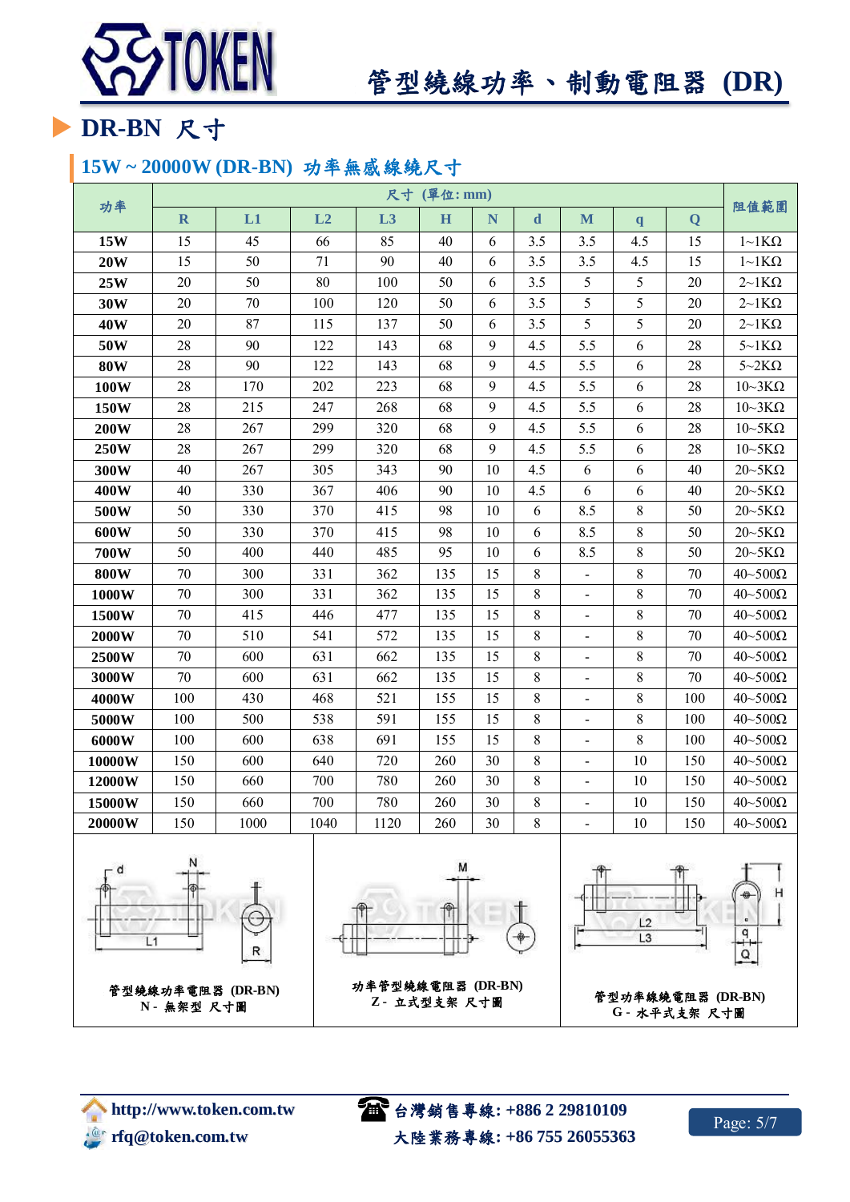## DR-BN 尺寸

### 15W ~ 20000W (DR-BN) 功率無感線繞尺寸

| 功率 | 尺寸 (單位: mm) | | | | | | | | | | 阻值範圍 |
|---|---|---|---|---|---|---|---|---|---|---|---|
| | R | L1 | L2 | L3 | H | N | d | M | q | Q | |
| 15W | 15 | 45 | 66 | 85 | 40 | 6 | 3.5 | 3.5 | 4.5 | 15 | 1~1KΩ |
| 20W | 15 | 50 | 71 | 90 | 40 | 6 | 3.5 | 3.5 | 4.5 | 15 | 1~1KΩ |
| 25W | 20 | 50 | 80 | 100 | 50 | 6 | 3.5 | 5 | 5 | 20 | 2~1KΩ |
| 30W | 20 | 70 | 100 | 120 | 50 | 6 | 3.5 | 5 | 5 | 20 | 2~1KΩ |
| 40W | 20 | 87 | 115 | 137 | 50 | 6 | 3.5 | 5 | 5 | 20 | 2~1KΩ |
| 50W | 28 | 90 | 122 | 143 | 68 | 9 | 4.5 | 5.5 | 6 | 28 | 5~1KΩ |
| 80W | 28 | 90 | 122 | 143 | 68 | 9 | 4.5 | 5.5 | 6 | 28 | 5~2KΩ |
| 100W | 28 | 170 | 202 | 223 | 68 | 9 | 4.5 | 5.5 | 6 | 28 | 10~3KΩ |
| 150W | 28 | 215 | 247 | 268 | 68 | 9 | 4.5 | 5.5 | 6 | 28 | 10~3KΩ |
| 200W | 28 | 267 | 299 | 320 | 68 | 9 | 4.5 | 5.5 | 6 | 28 | 10~5KΩ |
| 250W | 28 | 267 | 299 | 320 | 68 | 9 | 4.5 | 5.5 | 6 | 28 | 10~5KΩ |
| 300W | 40 | 267 | 305 | 343 | 90 | 10 | 4.5 | 6 | 6 | 40 | 20~5KΩ |
| 400W | 40 | 330 | 367 | 406 | 90 | 10 | 4.5 | 6 | 6 | 40 | 20~5KΩ |
| 500W | 50 | 330 | 370 | 415 | 98 | 10 | 6 | 8.5 | 8 | 50 | 20~5KΩ |
| 600W | 50 | 330 | 370 | 415 | 98 | 10 | 6 | 8.5 | 8 | 50 | 20~5KΩ |
| 700W | 50 | 400 | 440 | 485 | 95 | 10 | 6 | 8.5 | 8 | 50 | 20~5KΩ |
| 800W | 70 | 300 | 331 | 362 | 135 | 15 | 8 | - | 8 | 70 | 40~500Ω |
| 1000W | 70 | 300 | 331 | 362 | 135 | 15 | 8 | - | 8 | 70 | 40~500Ω |
| 1500W | 70 | 415 | 446 | 477 | 135 | 15 | 8 | - | 8 | 70 | 40~500Ω |
| 2000W | 70 | 510 | 541 | 572 | 135 | 15 | 8 | - | 8 | 70 | 40~500Ω |
| 2500W | 70 | 600 | 631 | 662 | 135 | 15 | 8 | - | 8 | 70 | 40~500Ω |
| 3000W | 70 | 600 | 631 | 662 | 135 | 15 | 8 | - | 8 | 70 | 40~500Ω |
| 4000W | 100 | 430 | 468 | 521 | 155 | 15 | 8 | - | 8 | 100 | 40~500Ω |
| 5000W | 100 | 500 | 538 | 591 | 155 | 15 | 8 | - | 8 | 100 | 40~500Ω |
| 6000W | 100 | 600 | 638 | 691 | 155 | 15 | 8 | - | 8 | 100 | 40~500Ω |
| 10000W | 150 | 600 | 640 | 720 | 260 | 30 | 8 | - | 10 | 150 | 40~500Ω |
| 12000W | 150 | 660 | 700 | 780 | 260 | 30 | 8 | - | 10 | 150 | 40~500Ω |
| 15000W | 150 | 660 | 700 | 780 | 260 | 30 | 8 | - | 10 | 150 | 40~500Ω |
| 20000W | 150 | 1000 | 1040 | 1120 | 260 | 30 | 8 | - | 10 | 150 | 40~500Ω |

管型繞線功率電阻器 (DR-BN)
N - 無架型 尺寸圖

功率管型繞線電阻器 (DR-BN)
Z - 立式型支架 尺寸圖

管型功率線繞電阻器 (DR-BN)
G - 水平式支架 尺寸圖

http://www.token.com.tw
rfq@token.com.tw
台灣銷售專線: +886 2 29810109
大陸業務專線: +86 755 26055363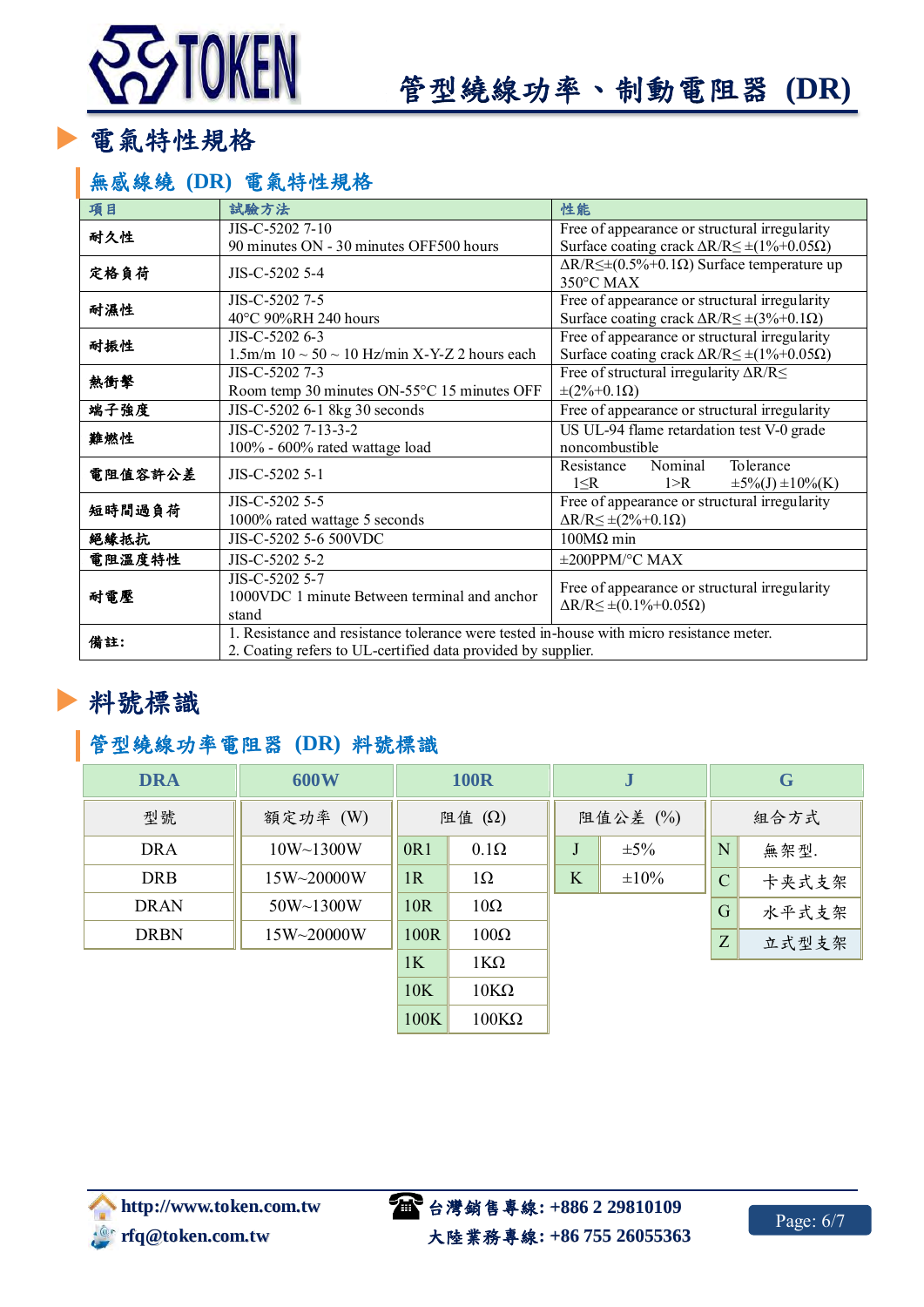# 管型繞線功率、制動電阻器 (DR)

## 電氣特性規格

### 無感線繞 (DR) 電氣特性規格

| 項目 | 試驗方法 | 性能 |
|---|---|---|
| 耐久性 | JIS-C-5202 7-10<br>90 minutes ON - 30 minutes OFF500 hours | Free of appearance or structural irregularity<br>Surface coating crack ΔR/R≤±(1%+0.05Ω) |
| 定格負荷 | JIS-C-5202 5-4 | ΔR/R≤±(0.5%+0.1Ω) Surface temperature up 350°C MAX |
| 耐濕性 | JIS-C-5202 7-5<br>40°C 90%RH 240 hours | Free of appearance or structural irregularity<br>Surface coating crack ΔR/R≤±(3%+0.1Ω) |
| 耐振性 | JIS-C-5202 6-3<br>1.5m/m 10 ~ 50 ~ 10 Hz/min X-Y-Z 2 hours each | Free of appearance or structural irregularity<br>Surface coating crack ΔR/R≤±(1%+0.05Ω) |
| 熱衝擊 | JIS-C-5202 7-3<br>Room temp 30 minutes ON-55°C 15 minutes OFF | Free of structural irregularity ΔR/R≤ ±(2%+0.1Ω) |
| 端子強度 | JIS-C-5202 6-1 8kg 30 seconds | Free of appearance or structural irregularity |
| 難燃性 | JIS-C-5202 7-13-3-2<br>100% - 600% rated wattage load | US UL-94 flame retardation test V-0 grade noncombustible |
| 電阻值容許公差 | JIS-C-5202 5-1 | Resistance Nominal Tolerance<br>1≤R 1>R ±5%(J) ±10%(K) |
| 短時間過負荷 | JIS-C-5202 5-5<br>1000% rated wattage 5 seconds | Free of appearance or structural irregularity<br>ΔR/R≤±(2%+0.1Ω) |
| 絕緣抵抗 | JIS-C-5202 5-6 500VDC | 100MΩ min |
| 電阻溫度特性 | JIS-C-5202 5-2 | ±200PPM/°C MAX |
| 耐電壓 | JIS-C-5202 5-7<br>1000VDC 1 minute Between terminal and anchor stand | Free of appearance or structural irregularity<br>ΔR/R≤±(0.1%+0.05Ω) |
| 備註: | 1. Resistance and resistance tolerance were tested in-house with micro resistance meter.<br>2. Coating refers to UL-certified data provided by supplier. | |

## 料號標識

### 管型繞線功率電阻器 (DR) 料號標識

| DRA | 600W | 100R | | J | | G | |
|---|---|---|---|---|---|---|---|
| 型號 | 額定功率 (W) | 阻值 (Ω) | | 阻值公差 (%) | | 組合方式 | |
| DRA | 10W~1300W | 0R1 | 0.1Ω | J | ±5% | N | 無架型. |
| DRB | 15W~20000W | 1R | 1Ω | K | ±10% | C | 卡夾式支架 |
| DRAN | 50W~1300W | 10R | 10Ω | | | G | 水平式支架 |
| DRBN | 15W~20000W | 100R | 100Ω | | | Z | 立式型支架 |
| | | 1K | 1KΩ | | | | |
| | | 10K | 10KΩ | | | | |
| | | 100K | 100KΩ | | | | |

http://www.token.com.tw
rfq@token.com.tw
台灣銷售專線: +886 2 29810109
大陸業務專線: +86 755 26055363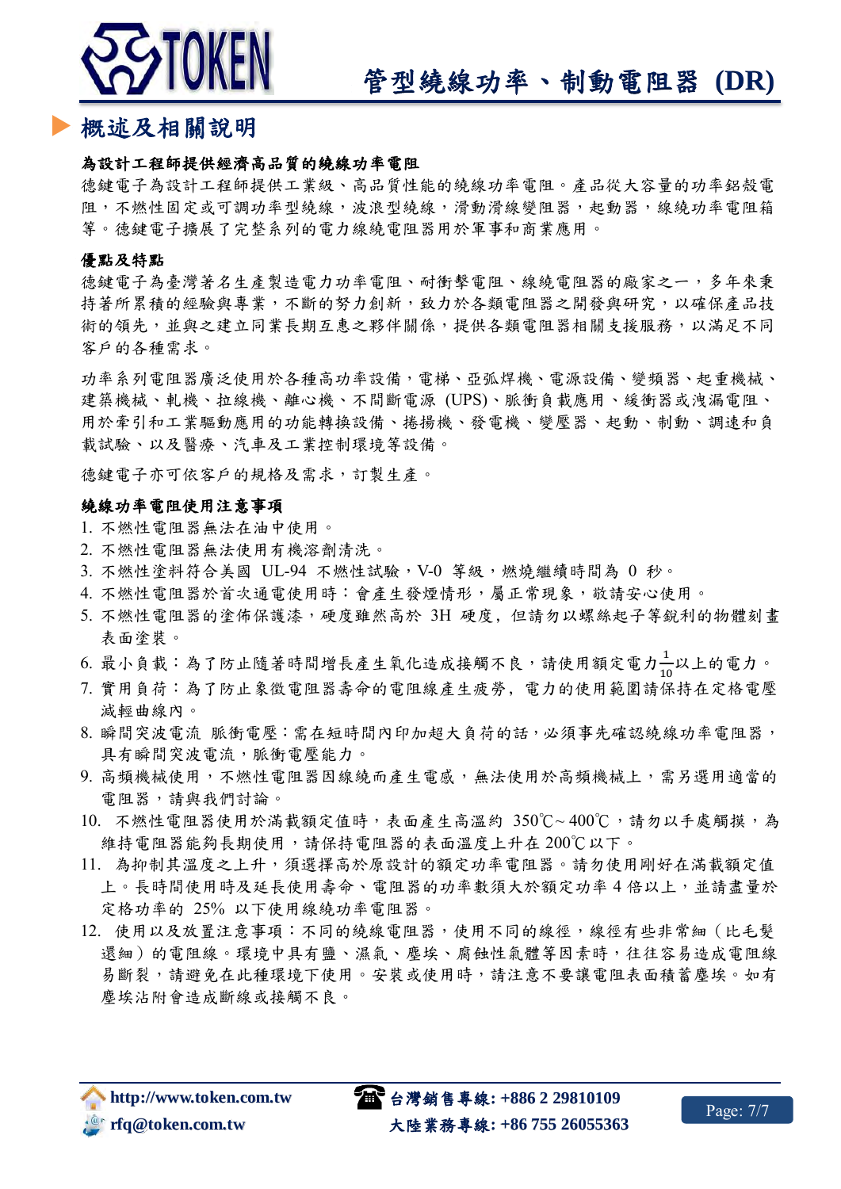## 概述及相關說明

**為設計工程師提供經濟高品質的繞線功率電阻**

德鍵電子為設計工程師提供工業級、高品質性能的繞線功率電阻。產品從大容量的功率鋁殼電阻，不燃性固定或可調功率型繞線，波浪型繞線，滑動滑線變阻器，起動器，線繞功率電阻箱等。德鍵電子擴展了完整系列的電力線繞電阻器用於軍事和商業應用。

**優點及特點**

德鍵電子為臺灣著名生產製造電力功率電阻、耐衝擊電阻、線繞電阻器的廠家之一，多年來秉持著所累積的經驗與專業，不斷的努力創新，致力於各類電阻器之開發與研究，以確保產品技術的領先，並與之建立同業長期互惠之夥伴關係，提供各類電阻器相關支援服務，以滿足不同客戶的各種需求。

功率系列電阻器廣泛使用於各種高功率設備，電梯、亞弧焊機、電源設備、變頻器、起重機械、建築機械、軋機、拉線機、離心機、不間斷電源 (UPS)、脈衝負載應用、緩衝器或洩漏電阻、用於牽引和工業驅動應用的功能轉換設備、捲揚機、發電機、變壓器、起動、制動、調速和負載試驗、以及醫療、汽車及工業控制環境等設備。

德鍵電子亦可依客戶的規格及需求，訂製生產。

**繞線功率電阻使用注意事項**

1. 不燃性電阻器無法在油中使用。
2. 不燃性電阻器無法使用有機溶劑清洗。
3. 不燃性塗料符合美國 UL-94 不燃性試驗，V-0 等級，燃燒繼續時間為 0 秒。
4. 不燃性電阻器於首次通電使用時：會產生發煙情形，屬正常現象，敬請安心使用。
5. 不燃性電阻器的塗佈保護漆，硬度雖然高於 3H 硬度，但請勿以螺絲起子等銳利的物體刻畫表面塗裝。
6. 最小負載：為了防止隨著時間增長產生氧化造成接觸不良，請使用額定電力$\frac{1}{10}$以上的電力。
7. 實用負荷：為了防止象徵電阻器壽命的電阻線產生疲勞，電力的使用範圍請保持在定格電壓減輕曲線內。
8. 瞬間突波電流 脈衝電壓：需在短時間內印加超大負荷的話，必須事先確認繞線功率電阻器，具有瞬間突波電流，脈衝電壓能力。
9. 高頻機械使用，不燃性電阻器因線繞而產生電感，無法使用於高頻機械上，需另選用適當的電阻器，請與我們討論。
10. 不燃性電阻器使用於滿載額定值時，表面產生高溫約 350℃~400℃，請勿以手處觸摸，為維持電阻器能夠長期使用，請保持電阻器的表面溫度上升在 200℃以下。
11. 為抑制其溫度之上升，須選擇高於原設計的額定功率電阻器。請勿使用剛好在滿載額定值上。長時間使用時及延長使用壽命、電阻器的功率數須大於額定功率 4 倍以上，並請盡量於定格功率的 25% 以下使用線繞功率電阻器。
12. 使用以及放置注意事項：不同的繞線電阻器，使用不同的線徑，線徑有些非常細（比毛髮還細）的電阻線。環境中具有鹽、濕氣、塵埃、腐蝕性氣體等因素時，往往容易造成電阻線易斷裂，請避免在此種環境下使用。安裝或使用時，請注意不要讓電阻表面積蓄塵埃。如有塵埃沾附會造成斷線或接觸不良。